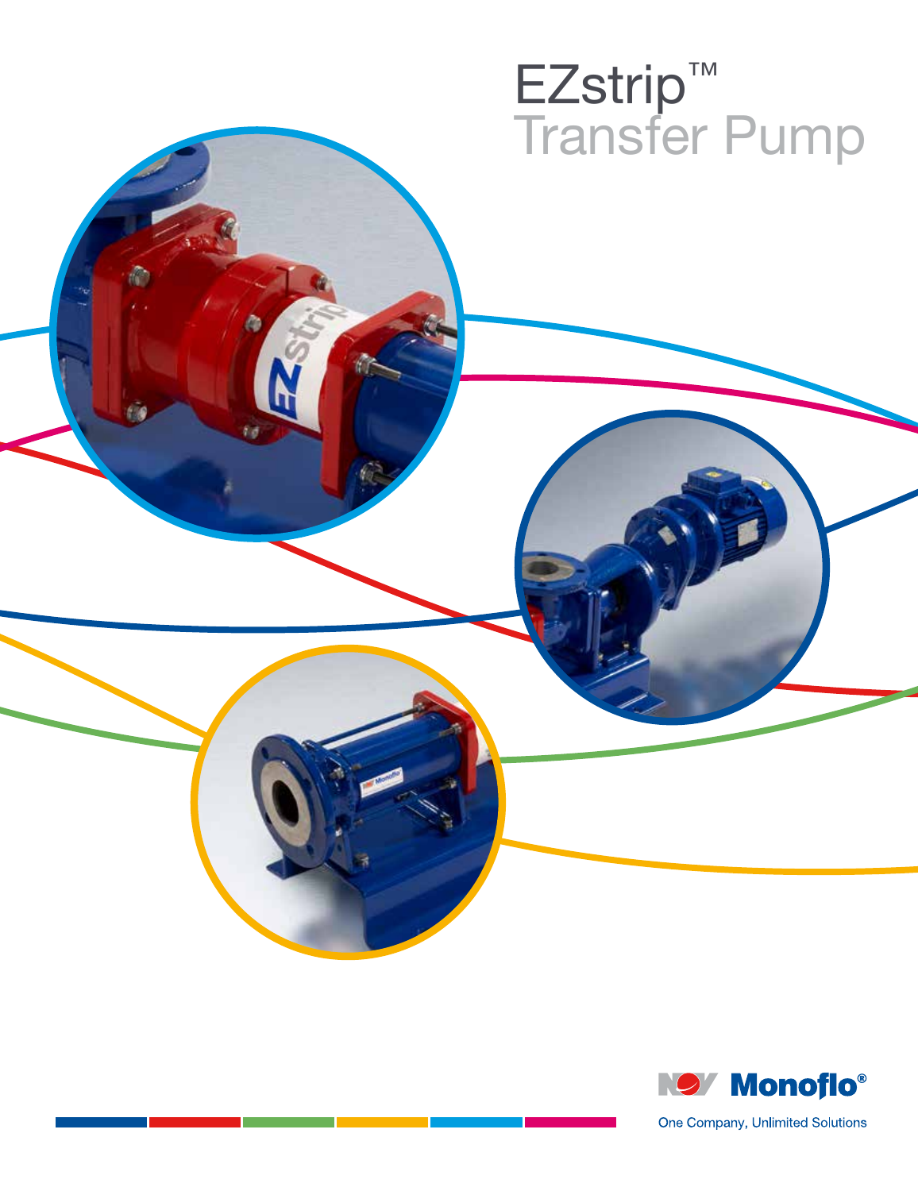# EZstrip™ Transfer Pump

NOV Monoflo®

One Company, Unlimited Solutions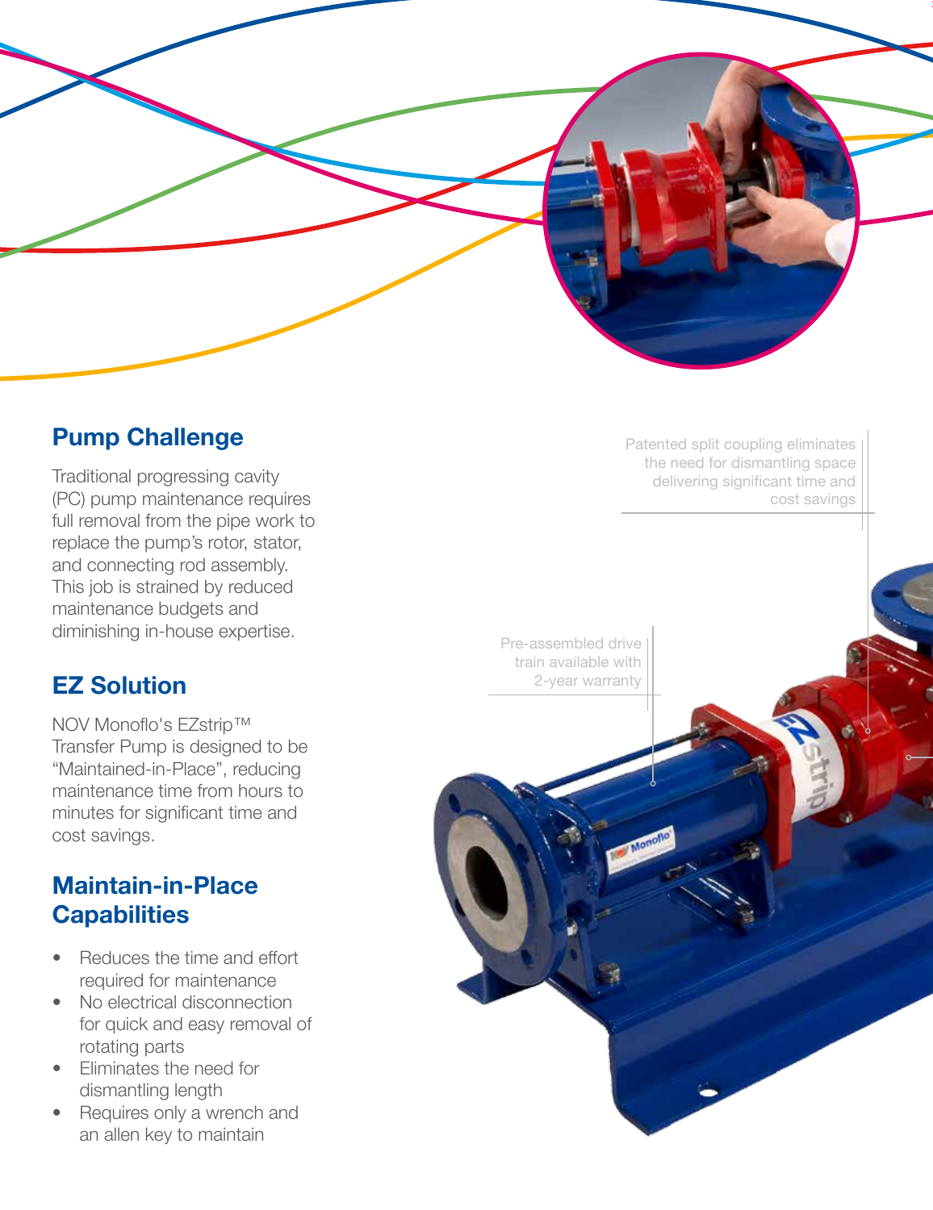## Pump Challenge

Traditional progressing cavity (PC) pump maintenance requires full removal from the pipe work to replace the pump's rotor, stator, and connecting rod assembly. This job is strained by reduced maintenance budgets and diminishing in-house expertise.

## EZ Solution

NOV Monoflo's EZstrip™ Transfer Pump is designed to be "Maintained-in-Place", reducing maintenance time from hours to minutes for significant time and cost savings.

## Maintain-in-Place Capabilities

- Reduces the time and effort required for maintenance
- No electrical disconnection for quick and easy removal of rotating parts
- Eliminates the need for dismantling length
- Requires only a wrench and an allen key to maintain

Patented split coupling eliminates the need for dismantling space delivering significant time and cost savings

Pre-assembled drive train available with 2-year warranty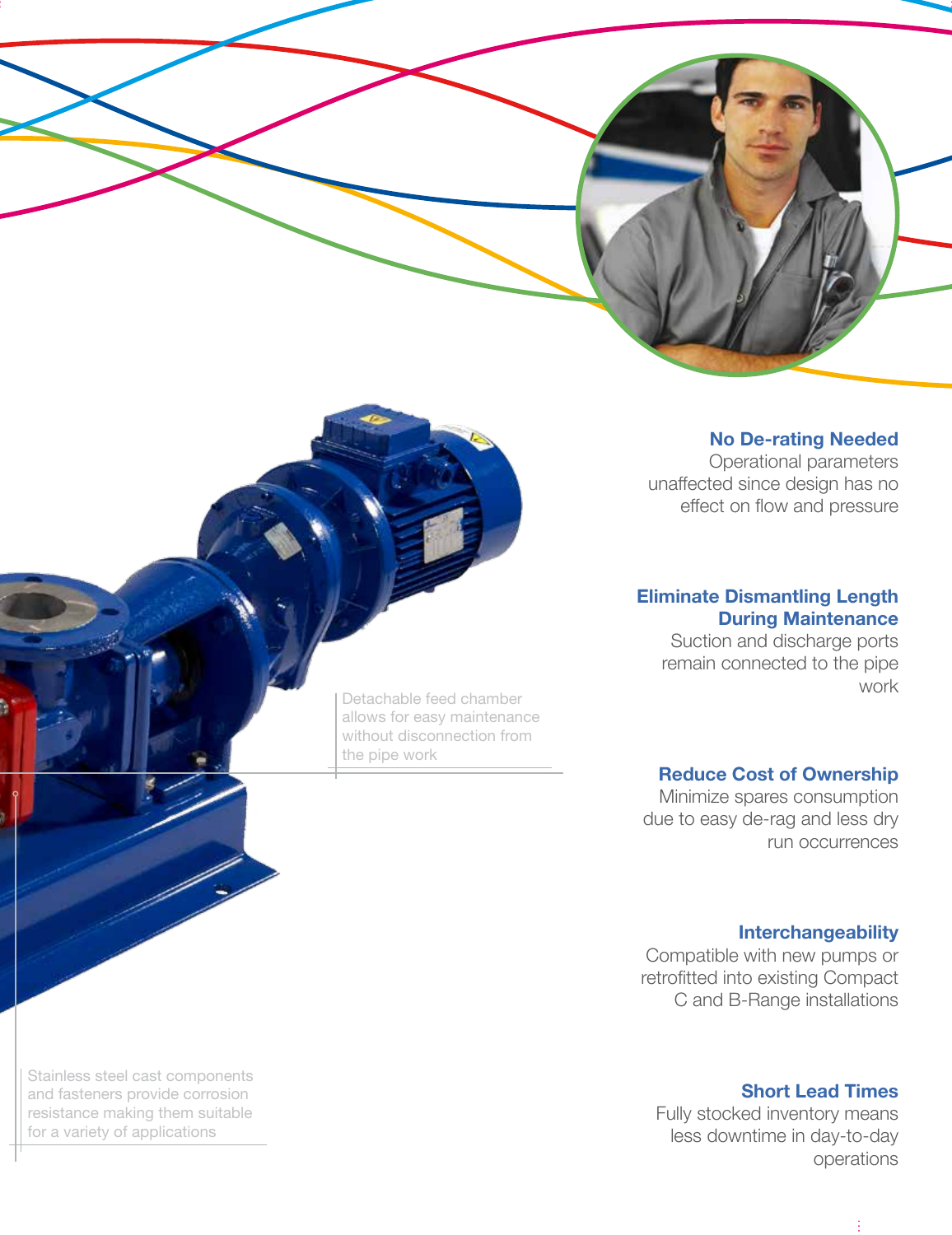Detachable feed chamber allows for easy maintenance without disconnection from the pipe work

Stainless steel cast components and fasteners provide corrosion resistance making them suitable for a variety of applications

**No De-rating Needed**
Operational parameters unaffected since design has no effect on flow and pressure

**Eliminate Dismantling Length During Maintenance**
Suction and discharge ports remain connected to the pipe work

**Reduce Cost of Ownership**
Minimize spares consumption due to easy de-rag and less dry run occurrences

**Interchangeability**
Compatible with new pumps or retrofitted into existing Compact C and B-Range installations

**Short Lead Times**
Fully stocked inventory means less downtime in day-to-day operations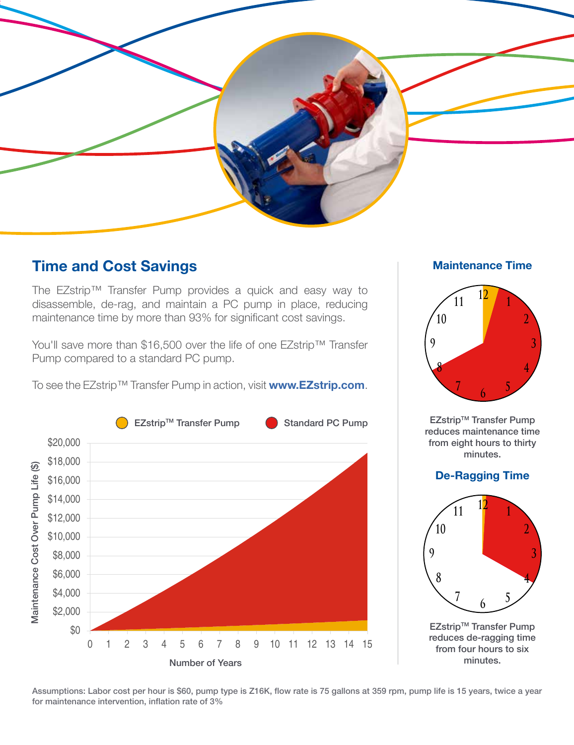## Time and Cost Savings

The EZstrip™ Transfer Pump provides a quick and easy way to disassemble, de-rag, and maintain a PC pump in place, reducing maintenance time by more than 93% for significant cost savings.

You'll save more than $16,500 over the life of one EZstrip™ Transfer Pump compared to a standard PC pump.

To see the EZstrip™ Transfer Pump in action, visit **www.EZstrip.com**.

EZstrip™ Transfer Pump | Standard PC Pump

Maintenance Cost Over Pump Life ($)

$20,000
$18,000
$16,000
$14,000
$12,000
$10,000
$8,000
$6,000
$4,000
$2,000
$0

0 1 2 3 4 5 6 7 8 9 10 11 12 13 14 15

Number of Years

### Maintenance Time

EZstrip™ Transfer Pump reduces maintenance time from eight hours to thirty minutes.

### De-Ragging Time

EZstrip™ Transfer Pump reduces de-ragging time from four hours to six minutes.

Assumptions: Labor cost per hour is $60, pump type is Z16K, flow rate is 75 gallons at 359 rpm, pump life is 15 years, twice a year for maintenance intervention, inflation rate of 3%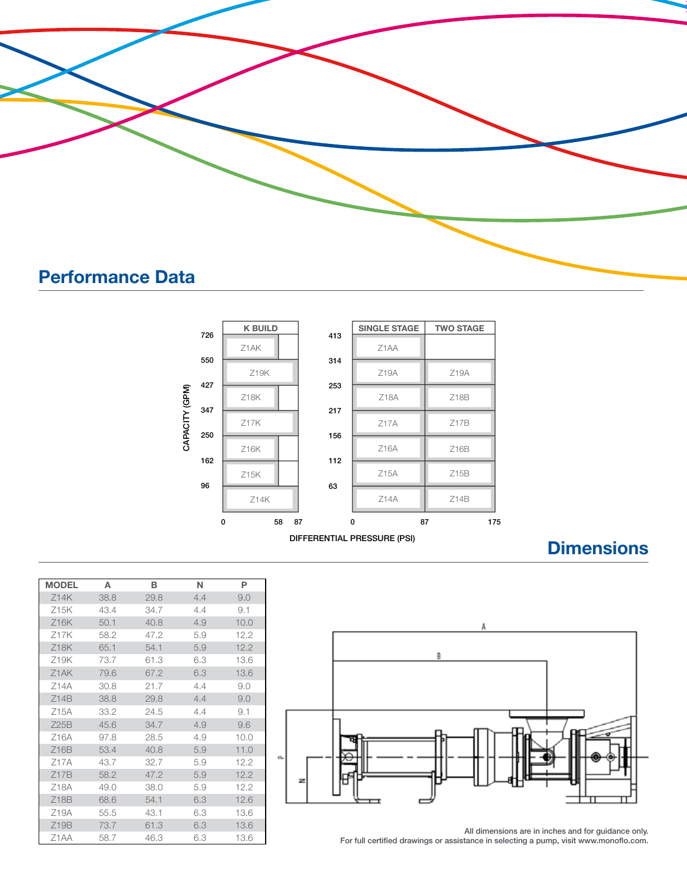## Performance Data

**CAPACITY (GPM)** vs **DIFFERENTIAL PRESSURE (PSI)**

| Capacity (GPM) | K BUILD | |
|---|---|---|
| 726 | Z1AK | |
| 550 | Z19K | |
| 427 | Z18K | |
| 347 | Z17K | |
| 250 | Z16K | |
| 162 | Z15K | |
| 96 | Z14K | |

Differential pressure (PSI) axis: 0, 58, 87

| Capacity (GPM) | SINGLE STAGE | TWO STAGE |
|---|---|---|
| 413 | Z1AA | |
| 314 | Z19A | Z19A |
| 253 | Z18A | Z18B |
| 217 | Z17A | Z17B |
| 156 | Z16A | Z16B |
| 112 | Z15A | Z15B |
| 63 | Z14A | Z14B |

Differential pressure (PSI) axis: 0, 87, 175

DIFFERENTIAL PRESSURE (PSI)

## Dimensions

| MODEL | A | B | N | P |
|---|---|---|---|---|
| Z14K | 38.8 | 29.8 | 4.4 | 9.0 |
| Z15K | 43.4 | 34.7 | 4.4 | 9.1 |
| Z16K | 50.1 | 40.8 | 4.9 | 10.0 |
| Z17K | 58.2 | 47.2 | 5.9 | 12.2 |
| Z18K | 65.1 | 54.1 | 5.9 | 12.2 |
| Z19K | 73.7 | 61.3 | 6.3 | 13.6 |
| Z1AK | 79.6 | 67.2 | 6.3 | 13.6 |
| Z14A | 30.8 | 21.7 | 4.4 | 9.0 |
| Z14B | 38.8 | 29.8 | 4.4 | 9.0 |
| Z15A | 33.2 | 24.5 | 4.4 | 9.1 |
| Z25B | 45.6 | 34.7 | 4.9 | 9.6 |
| Z16A | 97.8 | 28.5 | 4.9 | 10.0 |
| Z16B | 53.4 | 40.8 | 5.9 | 11.0 |
| Z17A | 43.7 | 32.7 | 5.9 | 12.2 |
| Z17B | 58.2 | 47.2 | 5.9 | 12.2 |
| Z18A | 49.0 | 38.0 | 5.9 | 12.2 |
| Z18B | 68.6 | 54.1 | 6.3 | 12.6 |
| Z19A | 55.5 | 43.1 | 6.3 | 13.6 |
| Z19B | 73.7 | 61.3 | 6.3 | 13.6 |
| Z1AA | 58.7 | 46.3 | 6.3 | 13.6 |

A

B

P

N

All dimensions are in inches and for guidance only.
For full certified drawings or assistance in selecting a pump, visit www.monoflo.com.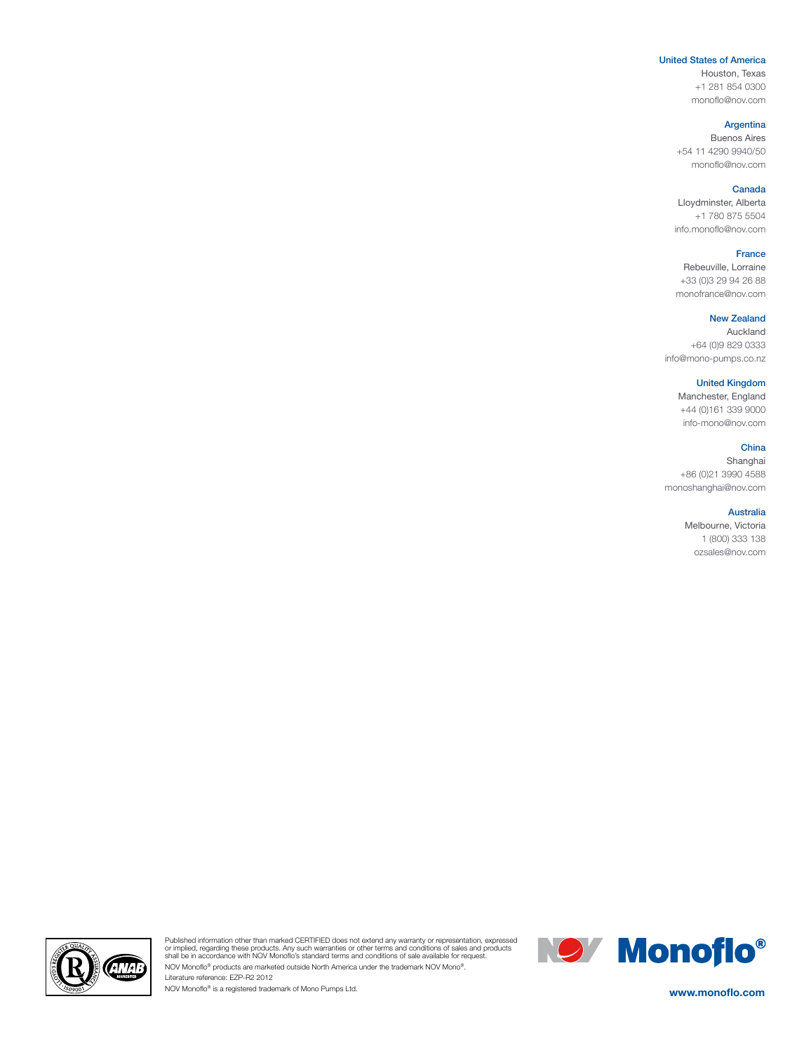**United States of America**
Houston, Texas
+1 281 854 0300
monoflo@nov.com

**Argentina**
Buenos Aires
+54 11 4290 9940/50
monoflo@nov.com

**Canada**
Lloydminster, Alberta
+1 780 875 5504
info.monoflo@nov.com

**France**
Rebeuville, Lorraine
+33 (0)3 29 94 26 88
monofrance@nov.com

**New Zealand**
Auckland
+64 (0)9 829 0333
info@mono-pumps.co.nz

**United Kingdom**
Manchester, England
+44 (0)161 339 9000
info-mono@nov.com

**China**
Shanghai
+86 (0)21 3990 4588
monoshanghai@nov.com

**Australia**
Melbourne, Victoria
1 (800) 333 138
ozsales@nov.com

Published information other than marked CERTIFIED does not extend any warranty or representation, expressed or implied, regarding these products. Any such warranties or other terms and conditions of sales and products shall be in accordance with NOV Monoflo's standard terms and conditions of sale available for request.

NOV Monoflo® products are marketed outside North America under the trademark NOV Mono®.

Literature reference: EZP-R2 2012

NOV Monoflo® is a registered trademark of Mono Pumps Ltd.

NOV Monoflo®

www.monoflo.com